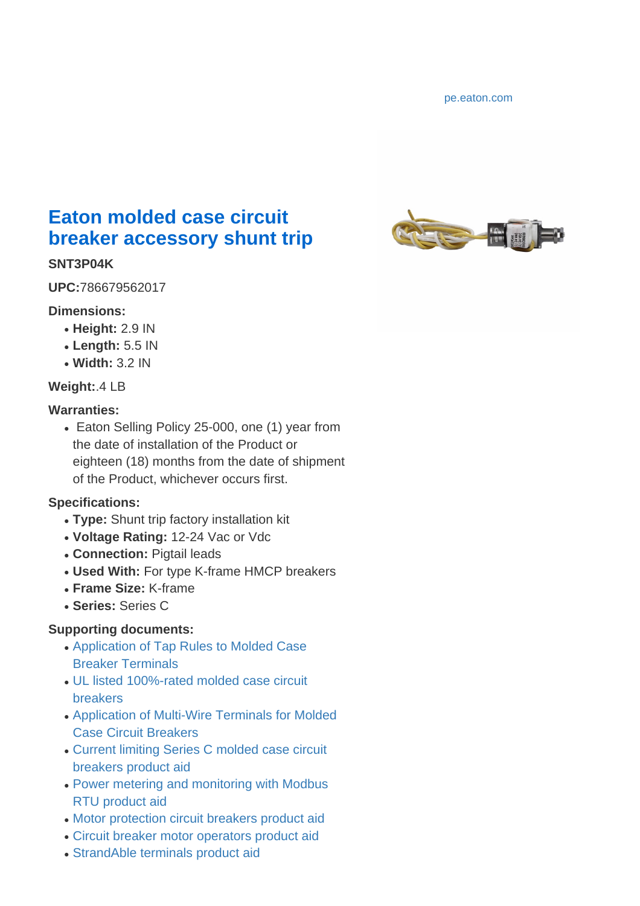pe.eaton.com

# Eaton molded case circuit breaker accessory shunt trip

**SNT3P04K**

**UPC:**786679562017

**Dimensions:**

- **Height:** 2.9 IN
- **Length:** 5.5 IN
- **Width:** 3.2 IN

**Weight:**.4 LB

**Warranties:**

- Eaton Selling Policy 25-000, one (1) year from the date of installation of the Product or eighteen (18) months from the date of shipment of the Product, whichever occurs first.

**Specifications:**

- **Type:** Shunt trip factory installation kit
- **Voltage Rating:** 12-24 Vac or Vdc
- **Connection:** Pigtail leads
- **Used With:** For type K-frame HMCP breakers
- **Frame Size:** K-frame
- **Series:** Series C

**Supporting documents:**

- Application of Tap Rules to Molded Case Breaker Terminals
- UL listed 100%-rated molded case circuit breakers
- Application of Multi-Wire Terminals for Molded Case Circuit Breakers
- Current limiting Series C molded case circuit breakers product aid
- Power metering and monitoring with Modbus RTU product aid
- Motor protection circuit breakers product aid
- Circuit breaker motor operators product aid
- StrandAble terminals product aid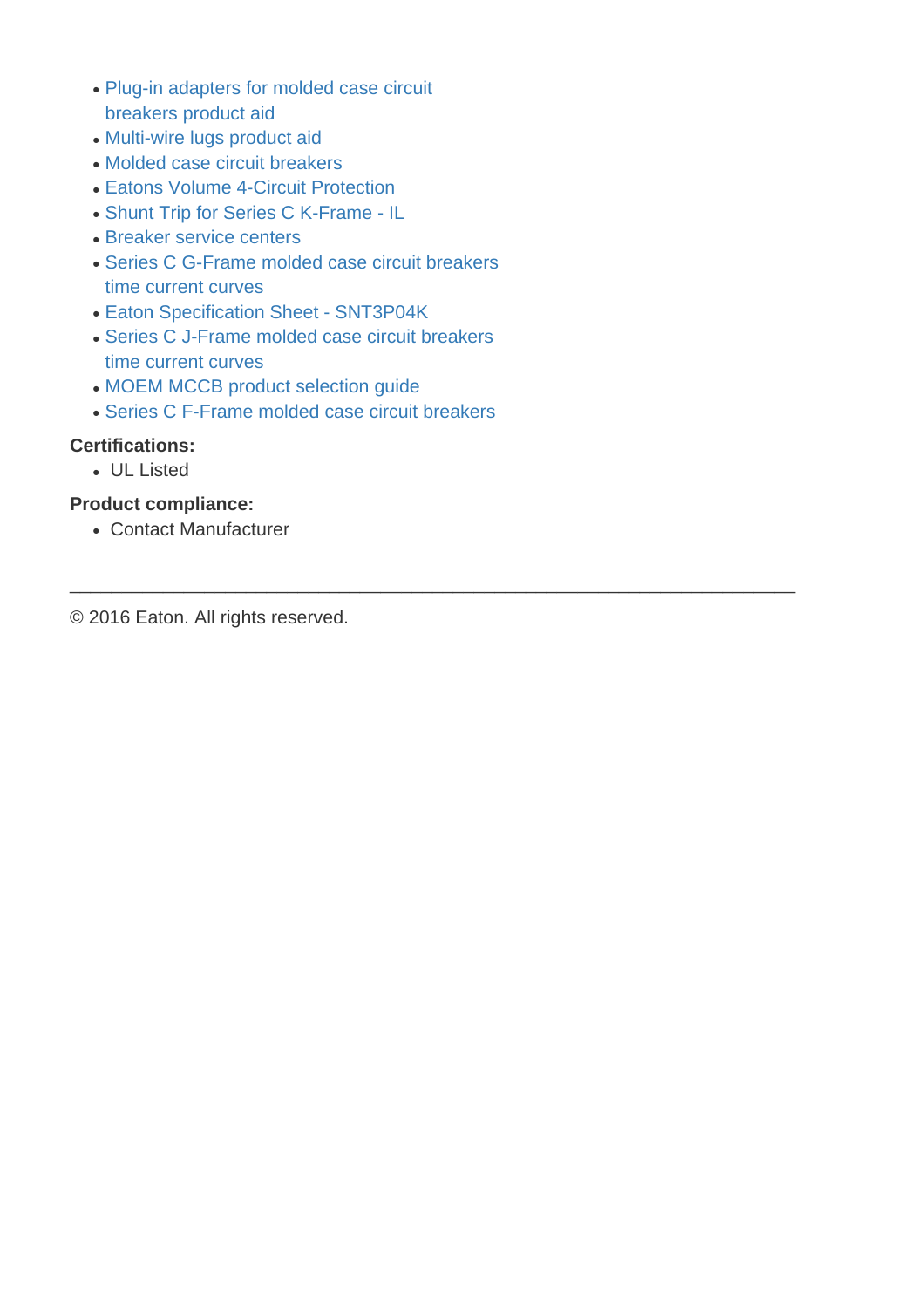- Plug-in adapters for molded case circuit breakers product aid
- Multi-wire lugs product aid
- Molded case circuit breakers
- Eatons Volume 4-Circuit Protection
- Shunt Trip for Series C K-Frame - IL
- Breaker service centers
- Series C G-Frame molded case circuit breakers time current curves
- Eaton Specification Sheet - SNT3P04K
- Series C J-Frame molded case circuit breakers time current curves
- MOEM MCCB product selection guide
- Series C F-Frame molded case circuit breakers

**Certifications:**

- UL Listed

**Product compliance:**

- Contact Manufacturer

---

© 2016 Eaton. All rights reserved.